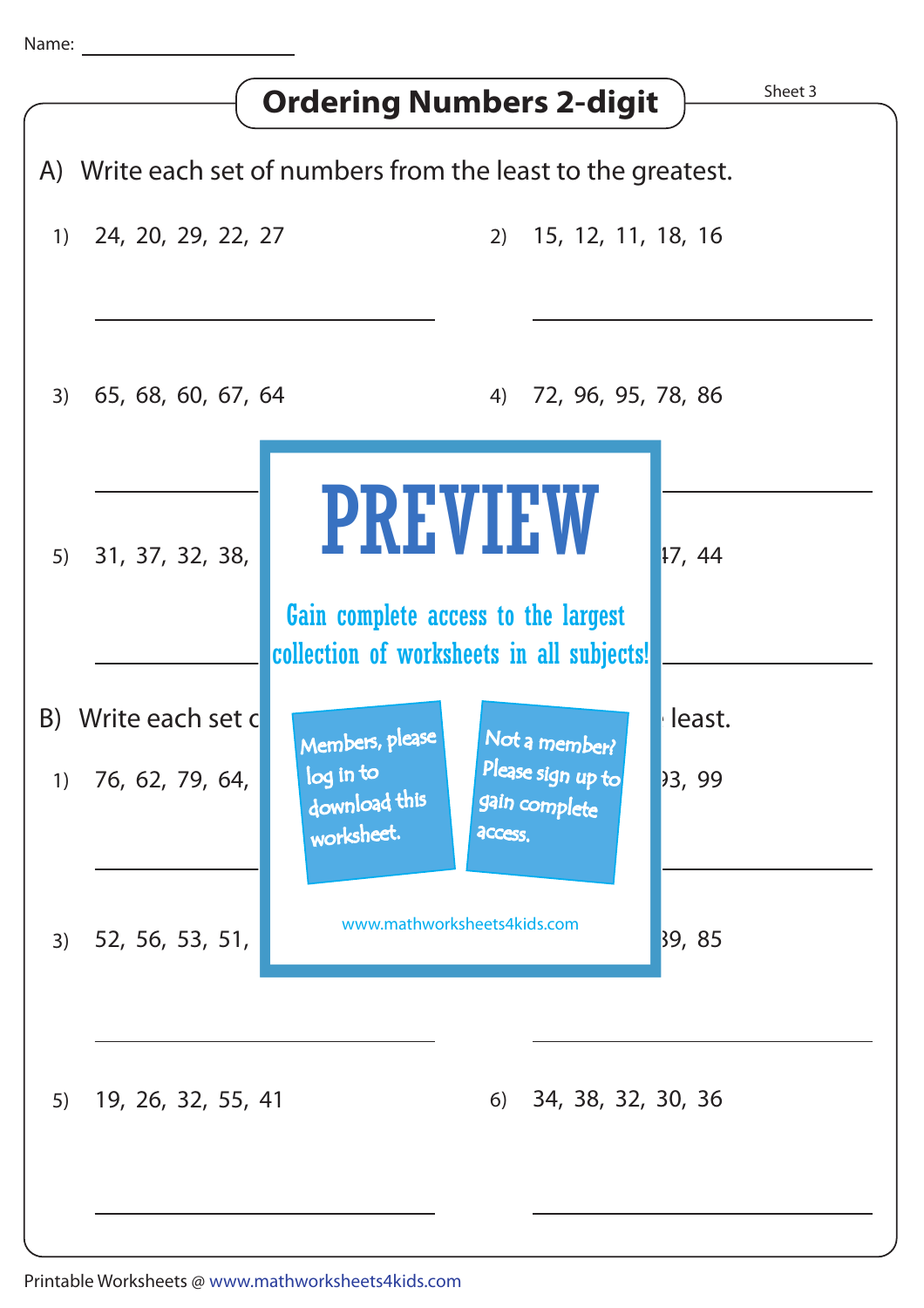Name: ____________________

# Ordering Numbers 2-digit

Sheet 3

A) Write each set of numbers from the least to the greatest.

1) 24, 20, 29, 22, 27

______________________

2) 15, 12, 11, 18, 16

______________________

3) 65, 68, 60, 67, 64

______________________

4) 72, 96, 95, 78, 86

______________________

5) 31, 37, 32, 38,

______________________

6) 47, 44

______________________

PREVIEW

Gain complete access to the largest collection of worksheets in all subjects!

Members, please log in to download this worksheet.

Not a member? Please sign up to gain complete access.

www.mathworksheets4kids.com

B) Write each set of numbers from the greatest to the least.

1) 76, 62, 79, 64,

______________________

2) 93, 99

______________________

3) 52, 56, 53, 51,

______________________

4) 89, 85

______________________

5) 19, 26, 32, 55, 41

______________________

6) 34, 38, 32, 30, 36

______________________

Printable Worksheets @ www.mathworksheets4kids.com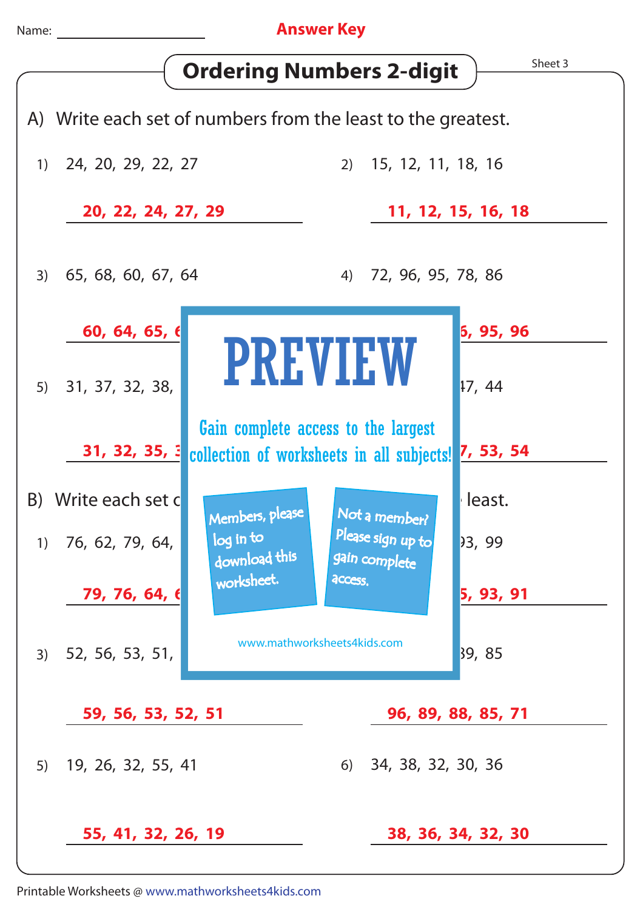Name: ____________________ **Answer Key**

# Ordering Numbers 2-digit

Sheet 3

## A) Write each set of numbers from the least to the greatest.

1) 24, 20, 29, 22, 27

**20, 22, 24, 27, 29**

2) 15, 12, 11, 18, 16

**11, 12, 15, 16, 18**

3) 65, 68, 60, 67, 64

**60, 64, 65, 6**

4) 72, 96, 95, 78, 86

**6, 95, 96**

5) 31, 37, 32, 38,

**31, 32, 35, 3**

6) 47, 44

**7, 53, 54**

PREVIEW

Gain complete access to the largest collection of worksheets in all subjects!

Members, please log in to download this worksheet.

Not a member? Please sign up to gain complete access.

www.mathworksheets4kids.com

## B) Write each set c... least.

1) 76, 62, 79, 64,

**79, 76, 64, 6**

2) 93, 99

**5, 93, 91**

3) 52, 56, 53, 51,

**59, 56, 53, 52, 51**

4) 89, 85

**96, 89, 88, 85, 71**

5) 19, 26, 32, 55, 41

**55, 41, 32, 26, 19**

6) 34, 38, 32, 30, 36

**38, 36, 34, 32, 30**

Printable Worksheets @ www.mathworksheets4kids.com